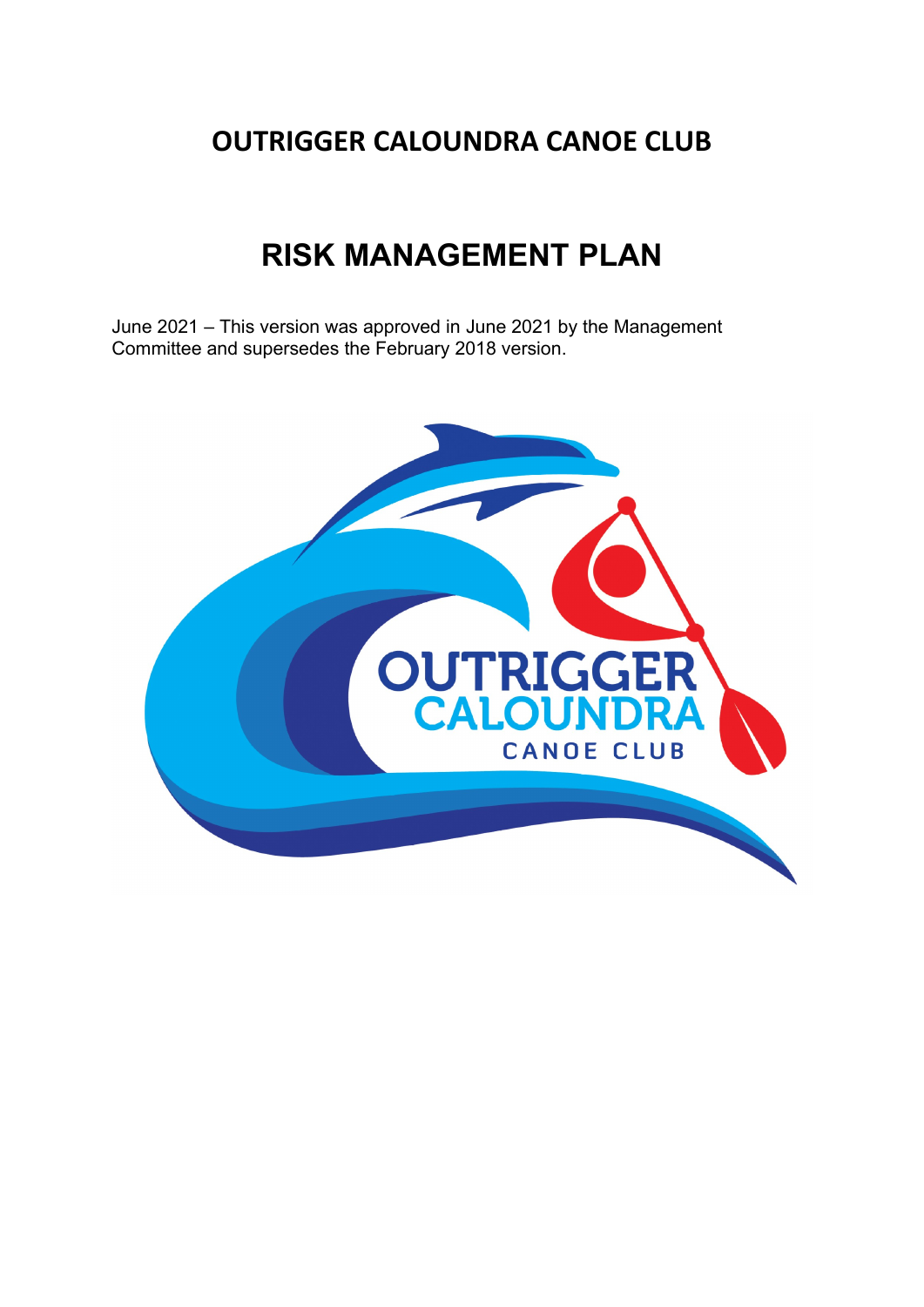# OUTRIGGER CALOUNDRA CANOE CLUB

# RISK MANAGEMENT PLAN

June 2021 – This version was approved in June 2021 by the Management Committee and supersedes the February 2018 version.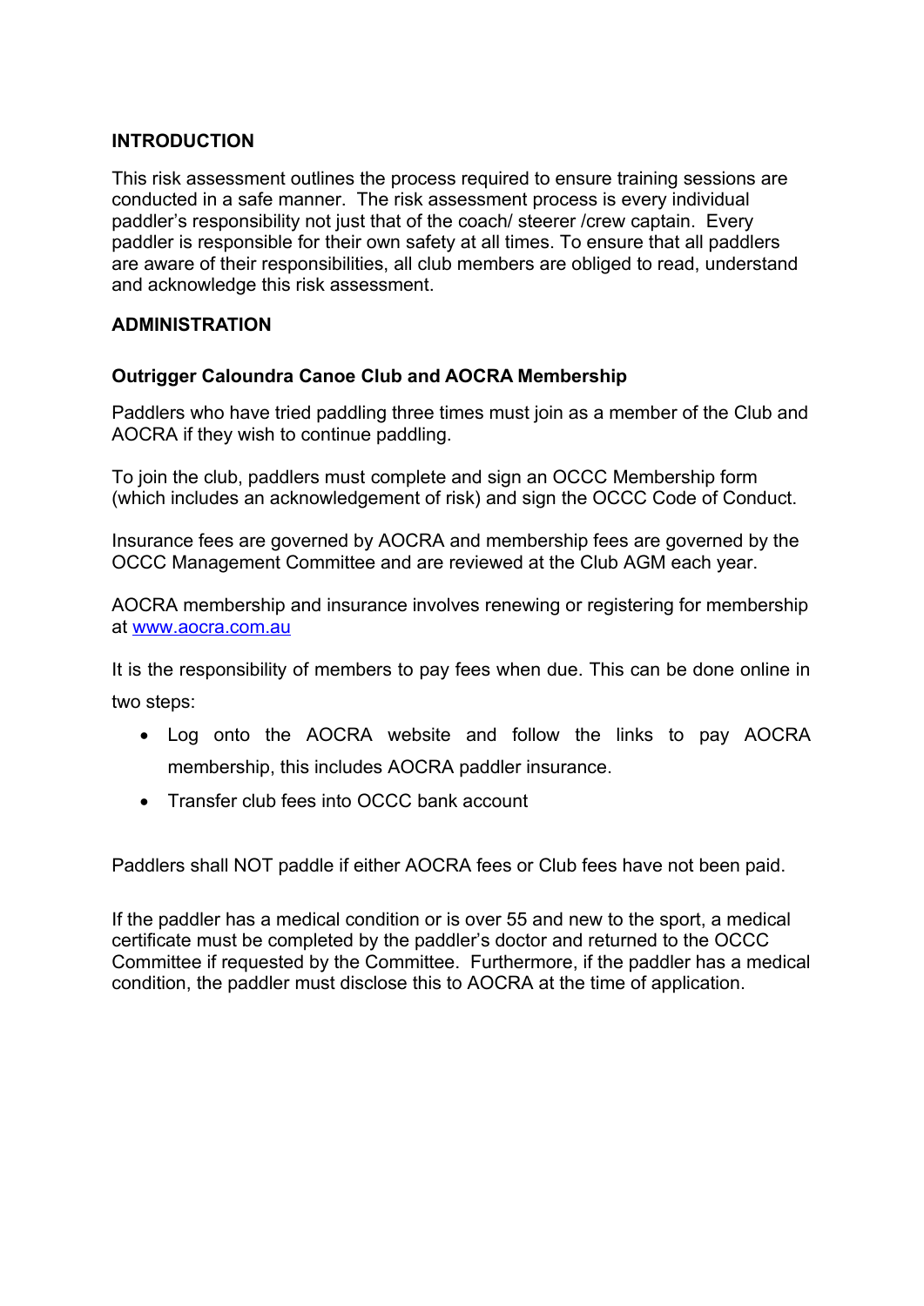## INTRODUCTION

This risk assessment outlines the process required to ensure training sessions are conducted in a safe manner. The risk assessment process is every individual paddler's responsibility not just that of the coach/ steerer /crew captain. Every paddler is responsible for their own safety at all times. To ensure that all paddlers are aware of their responsibilities, all club members are obliged to read, understand and acknowledge this risk assessment.

## ADMINISTRATION

### Outrigger Caloundra Canoe Club and AOCRA Membership

Paddlers who have tried paddling three times must join as a member of the Club and AOCRA if they wish to continue paddling.

To join the club, paddlers must complete and sign an OCCC Membership form (which includes an acknowledgement of risk) and sign the OCCC Code of Conduct.

Insurance fees are governed by AOCRA and membership fees are governed by the OCCC Management Committee and are reviewed at the Club AGM each year.

AOCRA membership and insurance involves renewing or registering for membership at [www.aocra.com.au](www.aocra.com.au)

It is the responsibility of members to pay fees when due. This can be done online in two steps:

- Log onto the AOCRA website and follow the links to pay AOCRA membership, this includes AOCRA paddler insurance.
- Transfer club fees into OCCC bank account

Paddlers shall NOT paddle if either AOCRA fees or Club fees have not been paid.

If the paddler has a medical condition or is over 55 and new to the sport, a medical certificate must be completed by the paddler's doctor and returned to the OCCC Committee if requested by the Committee. Furthermore, if the paddler has a medical condition, the paddler must disclose this to AOCRA at the time of application.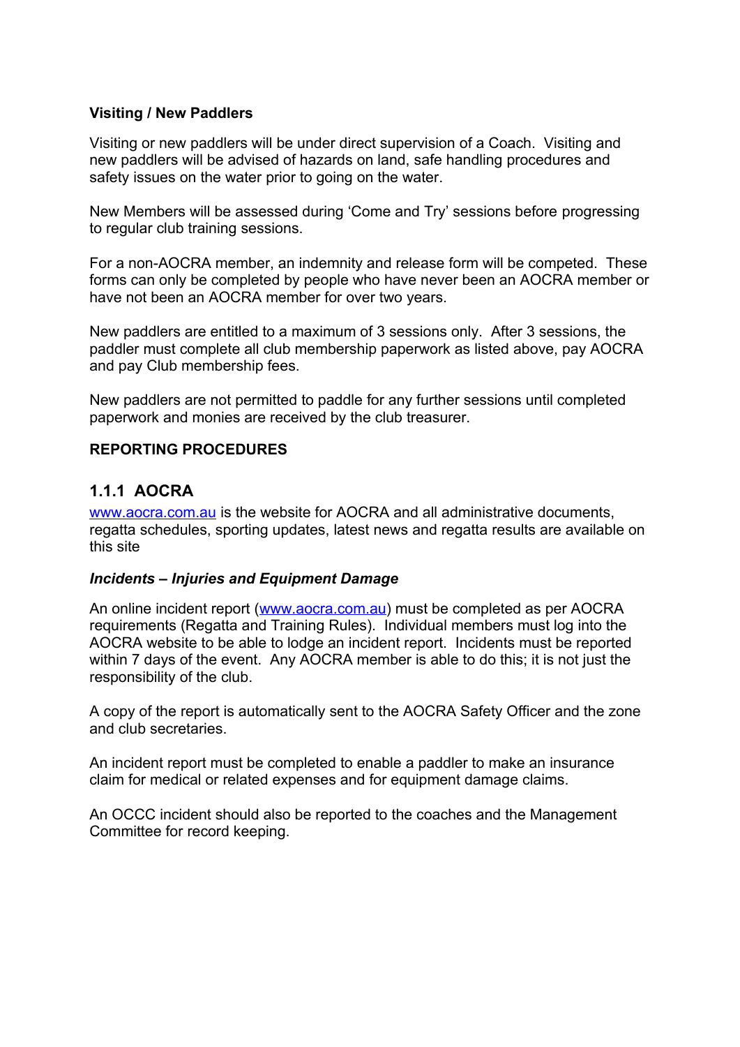**Visiting / New Paddlers**

Visiting or new paddlers will be under direct supervision of a Coach. Visiting and new paddlers will be advised of hazards on land, safe handling procedures and safety issues on the water prior to going on the water.

New Members will be assessed during 'Come and Try' sessions before progressing to regular club training sessions.

For a non-AOCRA member, an indemnity and release form will be competed. These forms can only be completed by people who have never been an AOCRA member or have not been an AOCRA member for over two years.

New paddlers are entitled to a maximum of 3 sessions only. After 3 sessions, the paddler must complete all club membership paperwork as listed above, pay AOCRA and pay Club membership fees.

New paddlers are not permitted to paddle for any further sessions until completed paperwork and monies are received by the club treasurer.

**REPORTING PROCEDURES**

### 1.1.1 AOCRA

www.aocra.com.au is the website for AOCRA and all administrative documents, regatta schedules, sporting updates, latest news and regatta results are available on this site

***Incidents – Injuries and Equipment Damage***

An online incident report (www.aocra.com.au) must be completed as per AOCRA requirements (Regatta and Training Rules). Individual members must log into the AOCRA website to be able to lodge an incident report. Incidents must be reported within 7 days of the event. Any AOCRA member is able to do this; it is not just the responsibility of the club.

A copy of the report is automatically sent to the AOCRA Safety Officer and the zone and club secretaries.

An incident report must be completed to enable a paddler to make an insurance claim for medical or related expenses and for equipment damage claims.

An OCCC incident should also be reported to the coaches and the Management Committee for record keeping.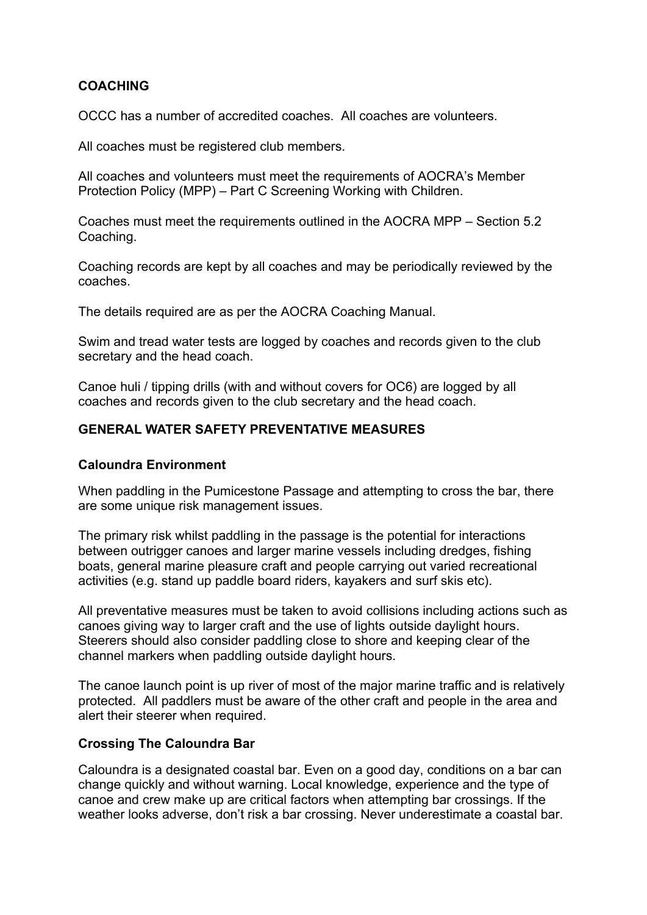## COACHING

OCCC has a number of accredited coaches. All coaches are volunteers.

All coaches must be registered club members.

All coaches and volunteers must meet the requirements of AOCRA's Member Protection Policy (MPP) – Part C Screening Working with Children.

Coaches must meet the requirements outlined in the AOCRA MPP – Section 5.2 Coaching.

Coaching records are kept by all coaches and may be periodically reviewed by the coaches.

The details required are as per the AOCRA Coaching Manual.

Swim and tread water tests are logged by coaches and records given to the club secretary and the head coach.

Canoe huli / tipping drills (with and without covers for OC6) are logged by all coaches and records given to the club secretary and the head coach.

## GENERAL WATER SAFETY PREVENTATIVE MEASURES

### Caloundra Environment

When paddling in the Pumicestone Passage and attempting to cross the bar, there are some unique risk management issues.

The primary risk whilst paddling in the passage is the potential for interactions between outrigger canoes and larger marine vessels including dredges, fishing boats, general marine pleasure craft and people carrying out varied recreational activities (e.g. stand up paddle board riders, kayakers and surf skis etc).

All preventative measures must be taken to avoid collisions including actions such as canoes giving way to larger craft and the use of lights outside daylight hours. Steerers should also consider paddling close to shore and keeping clear of the channel markers when paddling outside daylight hours.

The canoe launch point is up river of most of the major marine traffic and is relatively protected. All paddlers must be aware of the other craft and people in the area and alert their steerer when required.

### Crossing The Caloundra Bar

Caloundra is a designated coastal bar. Even on a good day, conditions on a bar can change quickly and without warning. Local knowledge, experience and the type of canoe and crew make up are critical factors when attempting bar crossings. If the weather looks adverse, don't risk a bar crossing. Never underestimate a coastal bar.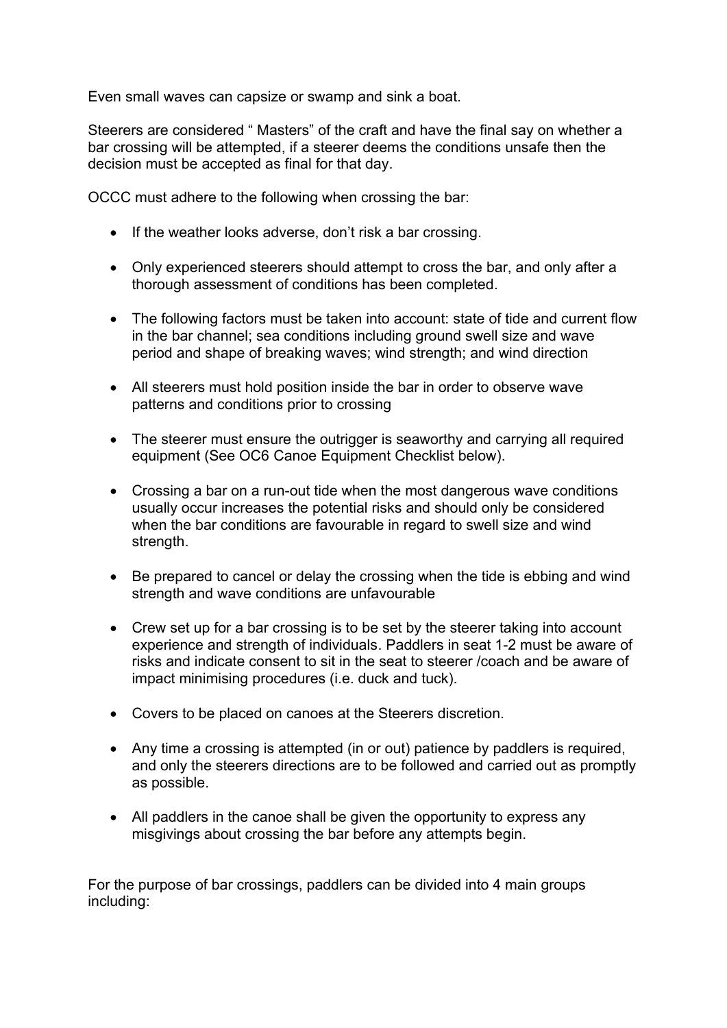Even small waves can capsize or swamp and sink a boat.

Steerers are considered " Masters" of the craft and have the final say on whether a bar crossing will be attempted, if a steerer deems the conditions unsafe then the decision must be accepted as final for that day.

OCCC must adhere to the following when crossing the bar:

- If the weather looks adverse, don't risk a bar crossing.
- Only experienced steerers should attempt to cross the bar, and only after a thorough assessment of conditions has been completed.
- The following factors must be taken into account: state of tide and current flow in the bar channel; sea conditions including ground swell size and wave period and shape of breaking waves; wind strength; and wind direction
- All steerers must hold position inside the bar in order to observe wave patterns and conditions prior to crossing
- The steerer must ensure the outrigger is seaworthy and carrying all required equipment (See OC6 Canoe Equipment Checklist below).
- Crossing a bar on a run-out tide when the most dangerous wave conditions usually occur increases the potential risks and should only be considered when the bar conditions are favourable in regard to swell size and wind strength.
- Be prepared to cancel or delay the crossing when the tide is ebbing and wind strength and wave conditions are unfavourable
- Crew set up for a bar crossing is to be set by the steerer taking into account experience and strength of individuals. Paddlers in seat 1-2 must be aware of risks and indicate consent to sit in the seat to steerer /coach and be aware of impact minimising procedures (i.e. duck and tuck).
- Covers to be placed on canoes at the Steerers discretion.
- Any time a crossing is attempted (in or out) patience by paddlers is required, and only the steerers directions are to be followed and carried out as promptly as possible.
- All paddlers in the canoe shall be given the opportunity to express any misgivings about crossing the bar before any attempts begin.

For the purpose of bar crossings, paddlers can be divided into 4 main groups including: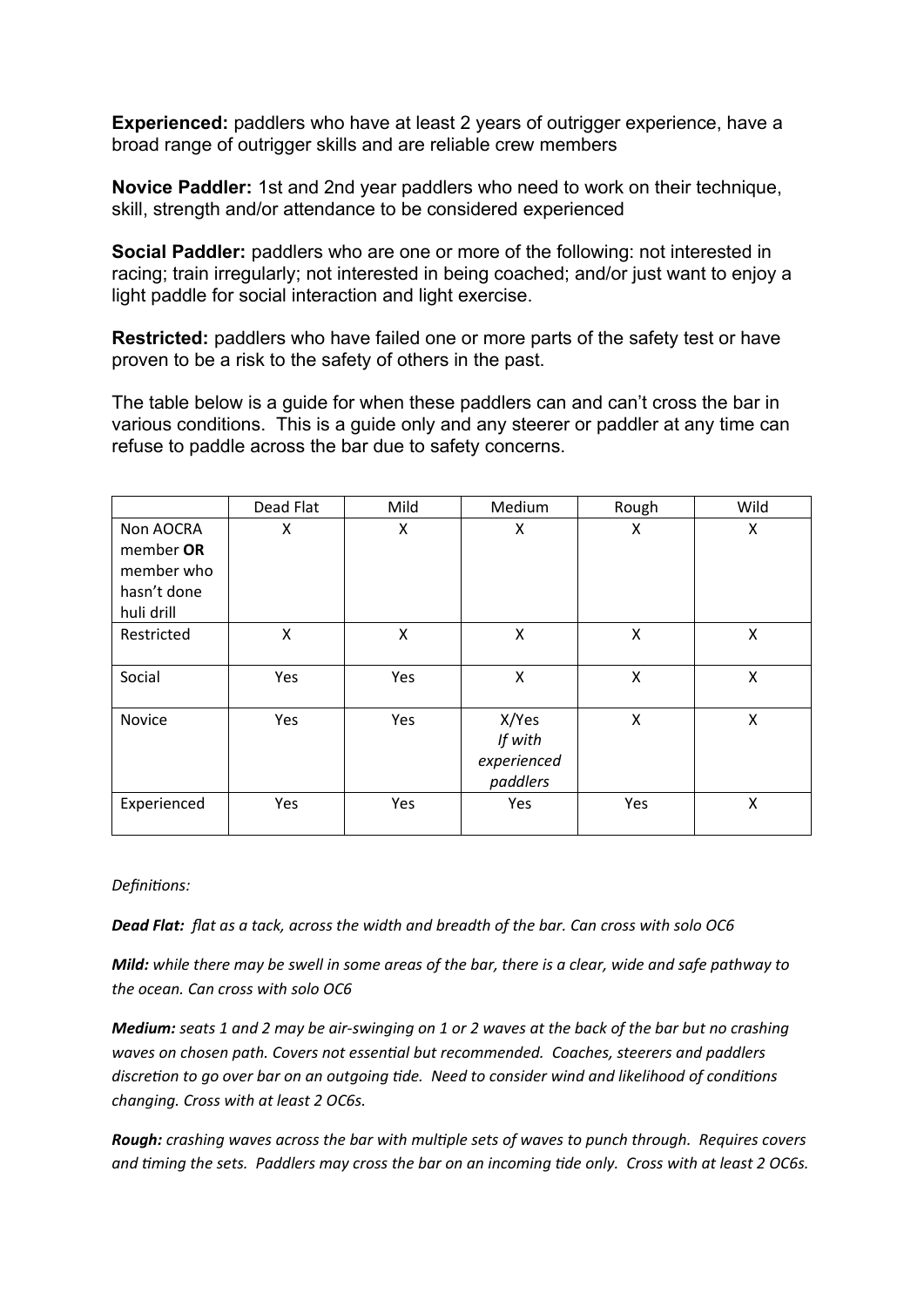**Experienced:** paddlers who have at least 2 years of outrigger experience, have a broad range of outrigger skills and are reliable crew members

**Novice Paddler:** 1st and 2nd year paddlers who need to work on their technique, skill, strength and/or attendance to be considered experienced

**Social Paddler:** paddlers who are one or more of the following: not interested in racing; train irregularly; not interested in being coached; and/or just want to enjoy a light paddle for social interaction and light exercise.

**Restricted:** paddlers who have failed one or more parts of the safety test or have proven to be a risk to the safety of others in the past.

The table below is a guide for when these paddlers can and can't cross the bar in various conditions. This is a guide only and any steerer or paddler at any time can refuse to paddle across the bar due to safety concerns.

| | Dead Flat | Mild | Medium | Rough | Wild |
|---|---|---|---|---|---|
| Non AOCRA member **OR** member who hasn't done huli drill | X | X | X | X | X |
| Restricted | X | X | X | X | X |
| Social | Yes | Yes | X | X | X |
| Novice | Yes | Yes | X/Yes *If with experienced paddlers* | X | X |
| Experienced | Yes | Yes | Yes | Yes | X |

*Definitions:*

***Dead Flat:*** *flat as a tack, across the width and breadth of the bar. Can cross with solo OC6*

***Mild:*** *while there may be swell in some areas of the bar, there is a clear, wide and safe pathway to the ocean. Can cross with solo OC6*

***Medium:*** *seats 1 and 2 may be air-swinging on 1 or 2 waves at the back of the bar but no crashing waves on chosen path. Covers not essential but recommended. Coaches, steerers and paddlers discretion to go over bar on an outgoing tide. Need to consider wind and likelihood of conditions changing. Cross with at least 2 OC6s.*

***Rough:*** *crashing waves across the bar with multiple sets of waves to punch through. Requires covers and timing the sets. Paddlers may cross the bar on an incoming tide only. Cross with at least 2 OC6s.*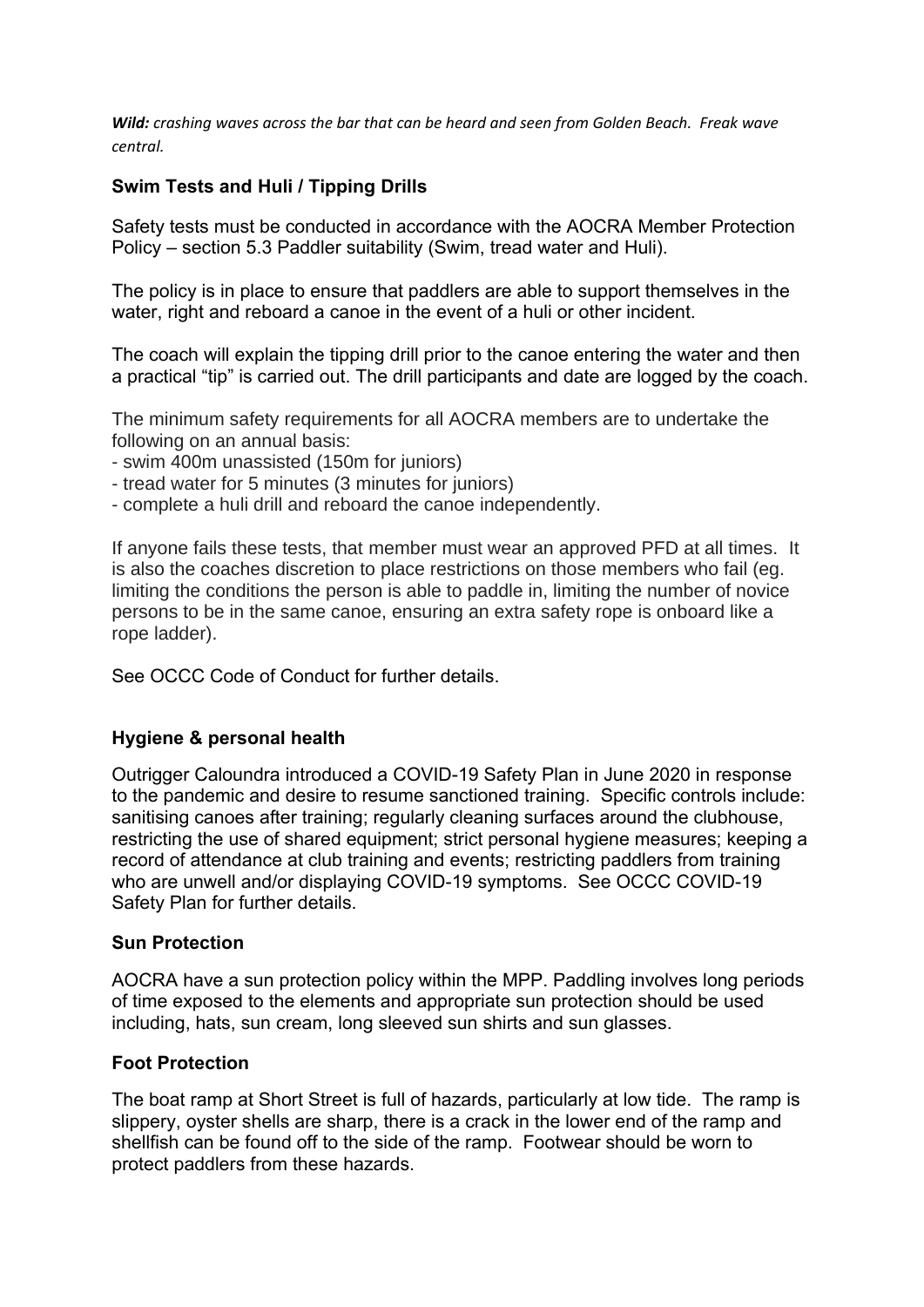***Wild:*** *crashing waves across the bar that can be heard and seen from Golden Beach. Freak wave central.*

### Swim Tests and Huli / Tipping Drills

Safety tests must be conducted in accordance with the AOCRA Member Protection Policy – section 5.3 Paddler suitability (Swim, tread water and Huli).

The policy is in place to ensure that paddlers are able to support themselves in the water, right and reboard a canoe in the event of a huli or other incident.

The coach will explain the tipping drill prior to the canoe entering the water and then a practical “tip” is carried out. The drill participants and date are logged by the coach.

The minimum safety requirements for all AOCRA members are to undertake the following on an annual basis:

- swim 400m unassisted (150m for juniors)
- tread water for 5 minutes (3 minutes for juniors)
- complete a huli drill and reboard the canoe independently.

If anyone fails these tests, that member must wear an approved PFD at all times. It is also the coaches discretion to place restrictions on those members who fail (eg. limiting the conditions the person is able to paddle in, limiting the number of novice persons to be in the same canoe, ensuring an extra safety rope is onboard like a rope ladder).

See OCCC Code of Conduct for further details.

### Hygiene & personal health

Outrigger Caloundra introduced a COVID-19 Safety Plan in June 2020 in response to the pandemic and desire to resume sanctioned training. Specific controls include: sanitising canoes after training; regularly cleaning surfaces around the clubhouse, restricting the use of shared equipment; strict personal hygiene measures; keeping a record of attendance at club training and events; restricting paddlers from training who are unwell and/or displaying COVID-19 symptoms. See OCCC COVID-19 Safety Plan for further details.

### Sun Protection

AOCRA have a sun protection policy within the MPP. Paddling involves long periods of time exposed to the elements and appropriate sun protection should be used including, hats, sun cream, long sleeved sun shirts and sun glasses.

### Foot Protection

The boat ramp at Short Street is full of hazards, particularly at low tide. The ramp is slippery, oyster shells are sharp, there is a crack in the lower end of the ramp and shellfish can be found off to the side of the ramp. Footwear should be worn to protect paddlers from these hazards.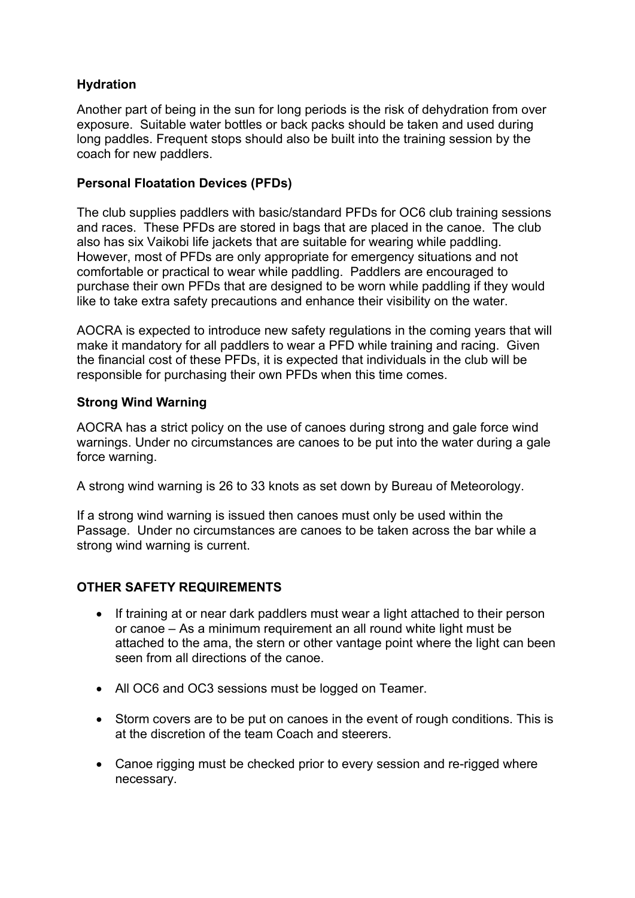**Hydration**

Another part of being in the sun for long periods is the risk of dehydration from over exposure. Suitable water bottles or back packs should be taken and used during long paddles. Frequent stops should also be built into the training session by the coach for new paddlers.

**Personal Floatation Devices (PFDs)**

The club supplies paddlers with basic/standard PFDs for OC6 club training sessions and races. These PFDs are stored in bags that are placed in the canoe. The club also has six Vaikobi life jackets that are suitable for wearing while paddling. However, most of PFDs are only appropriate for emergency situations and not comfortable or practical to wear while paddling. Paddlers are encouraged to purchase their own PFDs that are designed to be worn while paddling if they would like to take extra safety precautions and enhance their visibility on the water.

AOCRA is expected to introduce new safety regulations in the coming years that will make it mandatory for all paddlers to wear a PFD while training and racing. Given the financial cost of these PFDs, it is expected that individuals in the club will be responsible for purchasing their own PFDs when this time comes.

**Strong Wind Warning**

AOCRA has a strict policy on the use of canoes during strong and gale force wind warnings. Under no circumstances are canoes to be put into the water during a gale force warning.

A strong wind warning is 26 to 33 knots as set down by Bureau of Meteorology.

If a strong wind warning is issued then canoes must only be used within the Passage. Under no circumstances are canoes to be taken across the bar while a strong wind warning is current.

**OTHER SAFETY REQUIREMENTS**

- If training at or near dark paddlers must wear a light attached to their person or canoe – As a minimum requirement an all round white light must be attached to the ama, the stern or other vantage point where the light can been seen from all directions of the canoe.
- All OC6 and OC3 sessions must be logged on Teamer.
- Storm covers are to be put on canoes in the event of rough conditions. This is at the discretion of the team Coach and steerers.
- Canoe rigging must be checked prior to every session and re-rigged where necessary.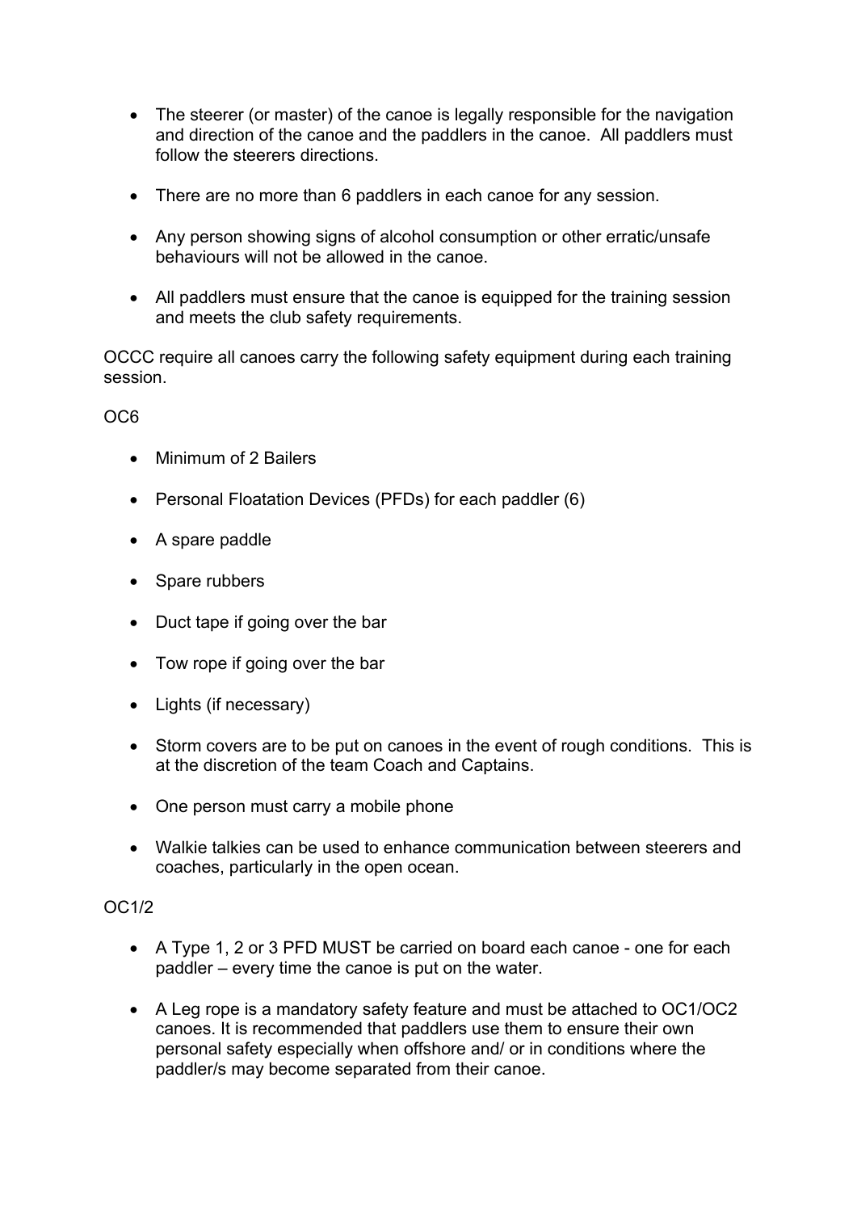- The steerer (or master) of the canoe is legally responsible for the navigation and direction of the canoe and the paddlers in the canoe. All paddlers must follow the steerers directions.

- There are no more than 6 paddlers in each canoe for any session.

- Any person showing signs of alcohol consumption or other erratic/unsafe behaviours will not be allowed in the canoe.

- All paddlers must ensure that the canoe is equipped for the training session and meets the club safety requirements.

OCCC require all canoes carry the following safety equipment during each training session.

OC6

- Minimum of 2 Bailers

- Personal Floatation Devices (PFDs) for each paddler (6)

- A spare paddle

- Spare rubbers

- Duct tape if going over the bar

- Tow rope if going over the bar

- Lights (if necessary)

- Storm covers are to be put on canoes in the event of rough conditions. This is at the discretion of the team Coach and Captains.

- One person must carry a mobile phone

- Walkie talkies can be used to enhance communication between steerers and coaches, particularly in the open ocean.

OC1/2

- A Type 1, 2 or 3 PFD MUST be carried on board each canoe - one for each paddler – every time the canoe is put on the water.

- A Leg rope is a mandatory safety feature and must be attached to OC1/OC2 canoes. It is recommended that paddlers use them to ensure their own personal safety especially when offshore and/ or in conditions where the paddler/s may become separated from their canoe.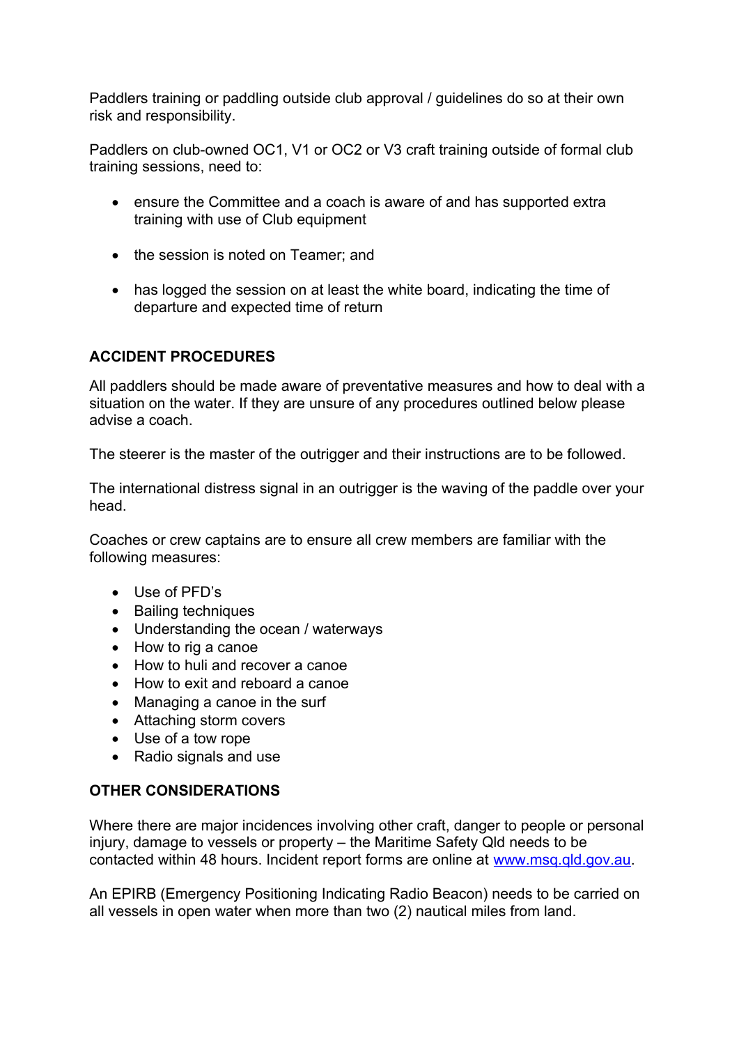Paddlers training or paddling outside club approval / guidelines do so at their own risk and responsibility.

Paddlers on club-owned OC1, V1 or OC2 or V3 craft training outside of formal club training sessions, need to:

- ensure the Committee and a coach is aware of and has supported extra training with use of Club equipment
- the session is noted on Teamer; and
- has logged the session on at least the white board, indicating the time of departure and expected time of return

**ACCIDENT PROCEDURES**

All paddlers should be made aware of preventative measures and how to deal with a situation on the water. If they are unsure of any procedures outlined below please advise a coach.

The steerer is the master of the outrigger and their instructions are to be followed.

The international distress signal in an outrigger is the waving of the paddle over your head.

Coaches or crew captains are to ensure all crew members are familiar with the following measures:

- Use of PFD's
- Bailing techniques
- Understanding the ocean / waterways
- How to rig a canoe
- How to huli and recover a canoe
- How to exit and reboard a canoe
- Managing a canoe in the surf
- Attaching storm covers
- Use of a tow rope
- Radio signals and use

**OTHER CONSIDERATIONS**

Where there are major incidences involving other craft, danger to people or personal injury, damage to vessels or property – the Maritime Safety Qld needs to be contacted within 48 hours. Incident report forms are online at [www.msq.qld.gov.au](http://www.msq.qld.gov.au).

An EPIRB (Emergency Positioning Indicating Radio Beacon) needs to be carried on all vessels in open water when more than two (2) nautical miles from land.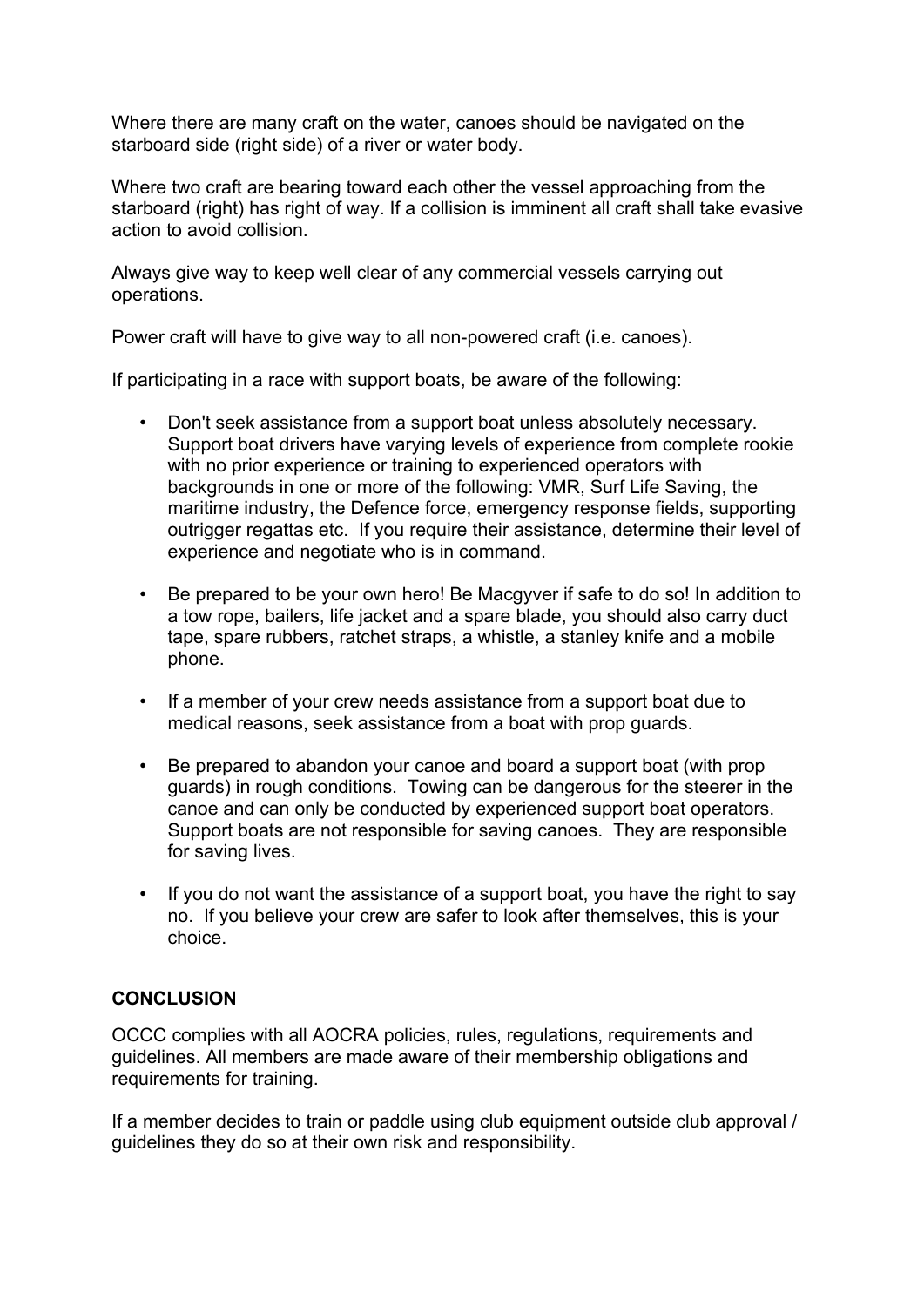Where there are many craft on the water, canoes should be navigated on the starboard side (right side) of a river or water body.

Where two craft are bearing toward each other the vessel approaching from the starboard (right) has right of way. If a collision is imminent all craft shall take evasive action to avoid collision.

Always give way to keep well clear of any commercial vessels carrying out operations.

Power craft will have to give way to all non-powered craft (i.e. canoes).

If participating in a race with support boats, be aware of the following:

- Don't seek assistance from a support boat unless absolutely necessary. Support boat drivers have varying levels of experience from complete rookie with no prior experience or training to experienced operators with backgrounds in one or more of the following: VMR, Surf Life Saving, the maritime industry, the Defence force, emergency response fields, supporting outrigger regattas etc. If you require their assistance, determine their level of experience and negotiate who is in command.

- Be prepared to be your own hero! Be Macgyver if safe to do so! In addition to a tow rope, bailers, life jacket and a spare blade, you should also carry duct tape, spare rubbers, ratchet straps, a whistle, a stanley knife and a mobile phone.

- If a member of your crew needs assistance from a support boat due to medical reasons, seek assistance from a boat with prop guards.

- Be prepared to abandon your canoe and board a support boat (with prop guards) in rough conditions. Towing can be dangerous for the steerer in the canoe and can only be conducted by experienced support boat operators. Support boats are not responsible for saving canoes. They are responsible for saving lives.

- If you do not want the assistance of a support boat, you have the right to say no. If you believe your crew are safer to look after themselves, this is your choice.

**CONCLUSION**

OCCC complies with all AOCRA policies, rules, regulations, requirements and guidelines. All members are made aware of their membership obligations and requirements for training.

If a member decides to train or paddle using club equipment outside club approval / guidelines they do so at their own risk and responsibility.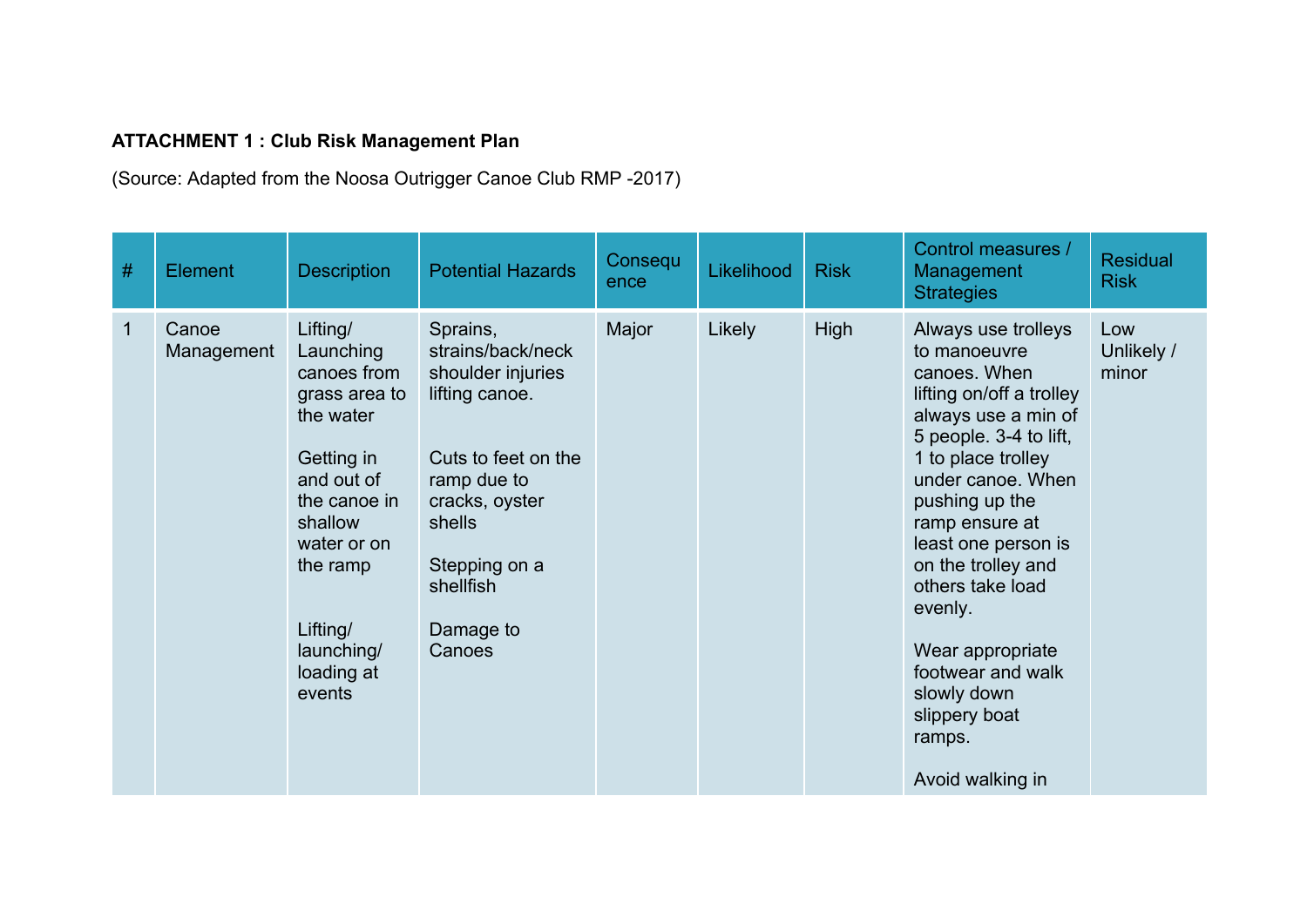**ATTACHMENT 1 : Club Risk Management Plan**

(Source: Adapted from the Noosa Outrigger Canoe Club RMP -2017)

| # | Element | Description | Potential Hazards | Consequence | Likelihood | Risk | Control measures / Management Strategies | Residual Risk |
|---|---|---|---|---|---|---|---|---|
| 1 | Canoe Management | Lifting/ Launching canoes from grass area to the water<br><br>Getting in and out of the canoe in shallow water or on the ramp<br><br>Lifting/ launching/ loading at events | Sprains, strains/back/neck shoulder injuries lifting canoe.<br><br>Cuts to feet on the ramp due to cracks, oyster shells<br><br>Stepping on a shellfish<br><br>Damage to Canoes | Major | Likely | High | Always use trolleys to manoeuvre canoes. When lifting on/off a trolley always use a min of 5 people. 3-4 to lift, 1 to place trolley under canoe. When pushing up the ramp ensure at least one person is on the trolley and others take load evenly.<br><br>Wear appropriate footwear and walk slowly down slippery boat ramps.<br><br>Avoid walking in | Low Unlikely / minor |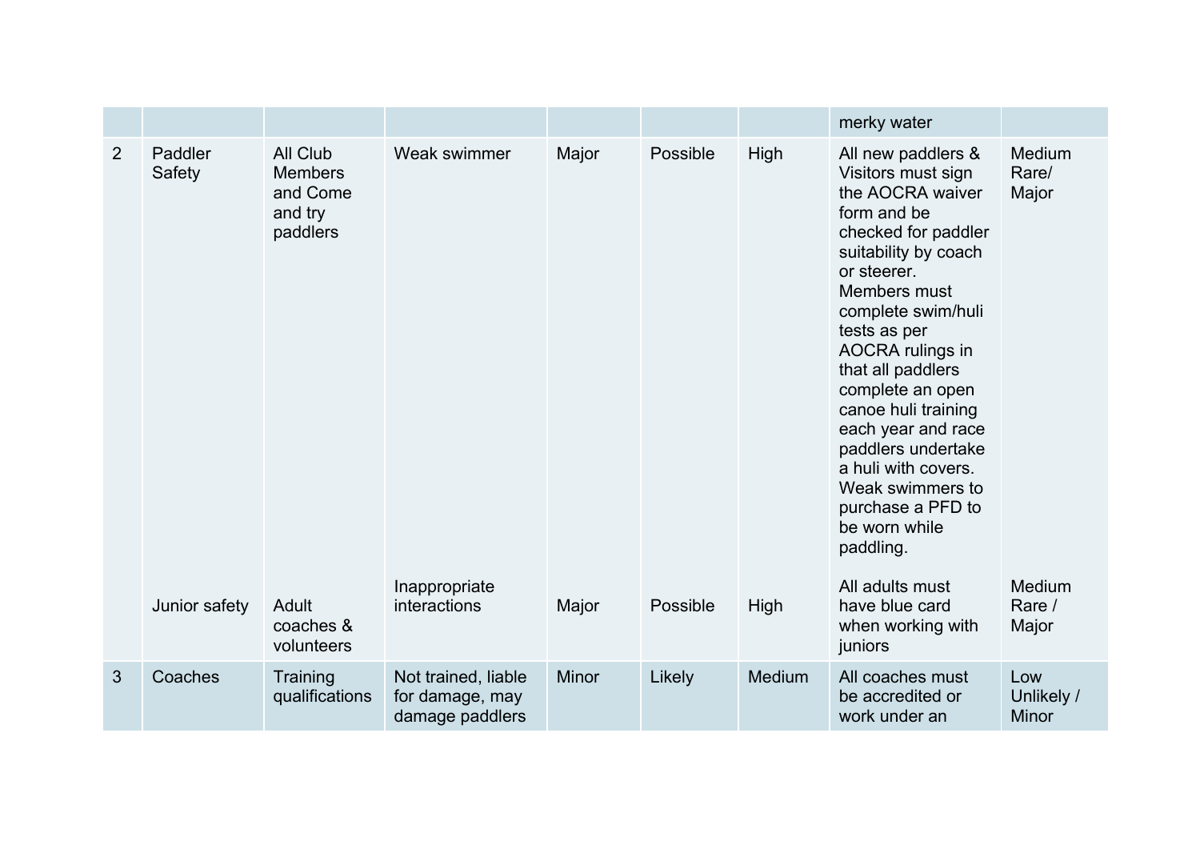| | | | | | | | | |
|---|---|---|---|---|---|---|---|---|
| | | | | | | | merky water | |
| 2 | Paddler Safety | All Club Members and Come and try paddlers | Weak swimmer | Major | Possible | High | All new paddlers & Visitors must sign the AOCRA waiver form and be checked for paddler suitability by coach or steerer. Members must complete swim/huli tests as per AOCRA rulings in that all paddlers complete an open canoe huli training each year and race paddlers undertake a huli with covers. Weak swimmers to purchase a PFD to be worn while paddling. | Medium Rare/ Major |
| | Junior safety | Adult coaches & volunteers | Inappropriate interactions | Major | Possible | High | All adults must have blue card when working with juniors | Medium Rare / Major |
| 3 | Coaches | Training qualifications | Not trained, liable for damage, may damage paddlers | Minor | Likely | Medium | All coaches must be accredited or work under an | Low Unlikely / Minor |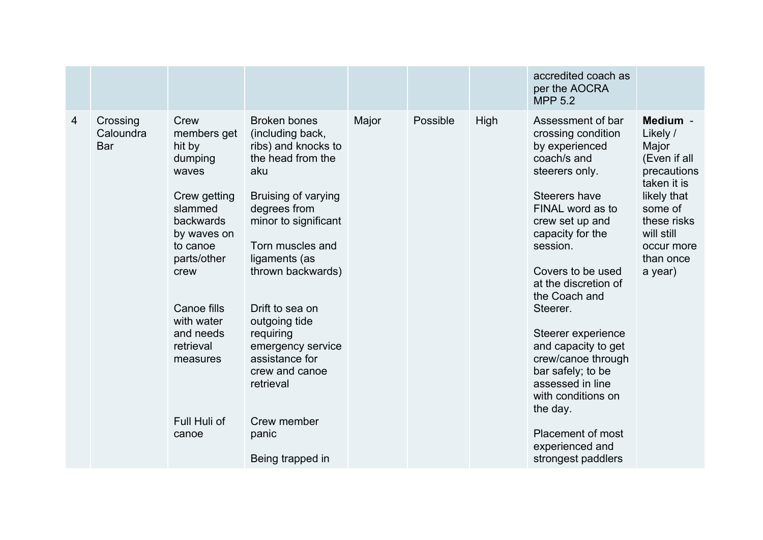| | | | | | | | | |
|---|---|---|---|---|---|---|---|---|
| | | | | | | | accredited coach as per the AOCRA MPP 5.2 | |
| 4 | Crossing Caloundra Bar | Crew members get hit by dumping waves<br><br>Crew getting slammed backwards by waves on to canoe parts/other crew<br><br>Canoe fills with water and needs retrieval measures<br><br>Full Huli of canoe | Broken bones (including back, ribs) and knocks to the head from the aku<br><br>Bruising of varying degrees from minor to significant<br><br>Torn muscles and ligaments (as thrown backwards)<br><br>Drift to sea on outgoing tide requiring emergency service assistance for crew and canoe retrieval<br><br>Crew member panic<br><br>Being trapped in | Major | Possible | High | Assessment of bar crossing condition by experienced coach/s and steerers only.<br><br>Steerers have FINAL word as to crew set up and capacity for the session.<br><br>Covers to be used at the discretion of the Coach and Steerer.<br><br>Steerer experience and capacity to get crew/canoe through bar safely; to be assessed in line with conditions on the day.<br><br>Placement of most experienced and strongest paddlers | **Medium** - Likely / Major (Even if all precautions taken it is likely that some of these risks will still occur more than once a year) |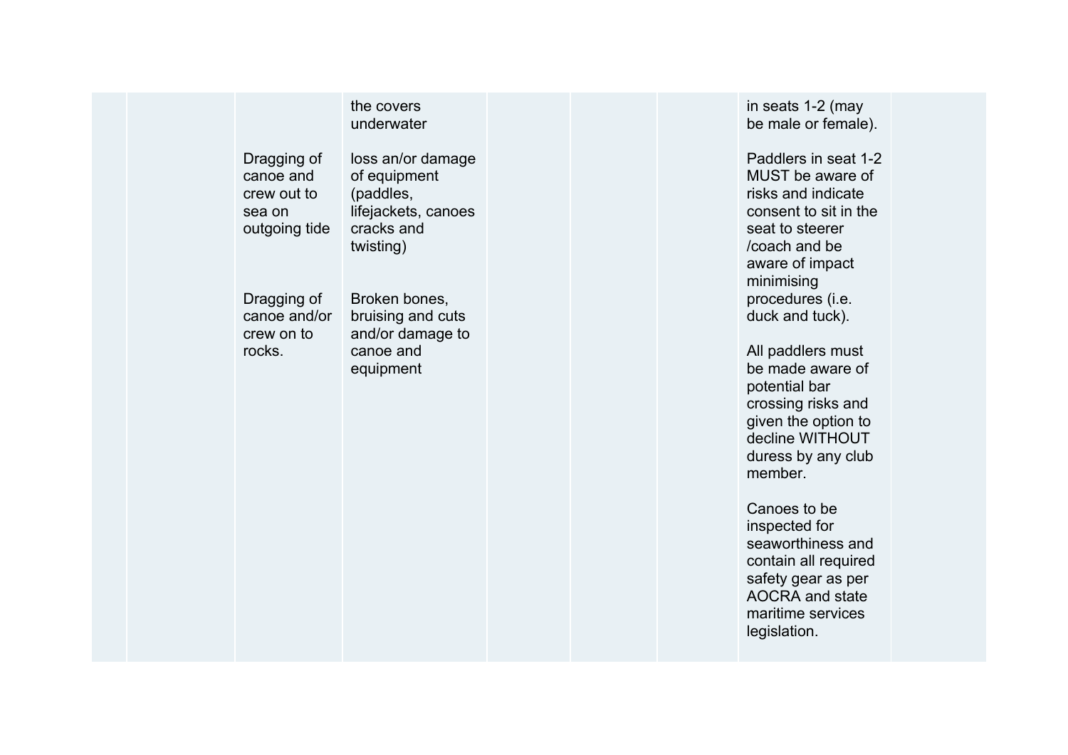| | | | | | | | | |
|---|---|---|---|---|---|---|---|---|
| | | | the covers underwater | | | | in seats 1-2 (may be male or female). | |
| | | Dragging of canoe and crew out to sea on outgoing tide | loss an/or damage of equipment (paddles, lifejackets, canoes cracks and twisting) | | | | Paddlers in seat 1-2 MUST be aware of risks and indicate consent to sit in the seat to steerer /coach and be aware of impact minimising procedures (i.e. duck and tuck). | |
| | | Dragging of canoe and/or crew on to rocks. | Broken bones, bruising and cuts and/or damage to canoe and equipment | | | | All paddlers must be made aware of potential bar crossing risks and given the option to decline WITHOUT duress by any club member. | |
| | | | | | | | Canoes to be inspected for seaworthiness and contain all required safety gear as per AOCRA and state maritime services legislation. | |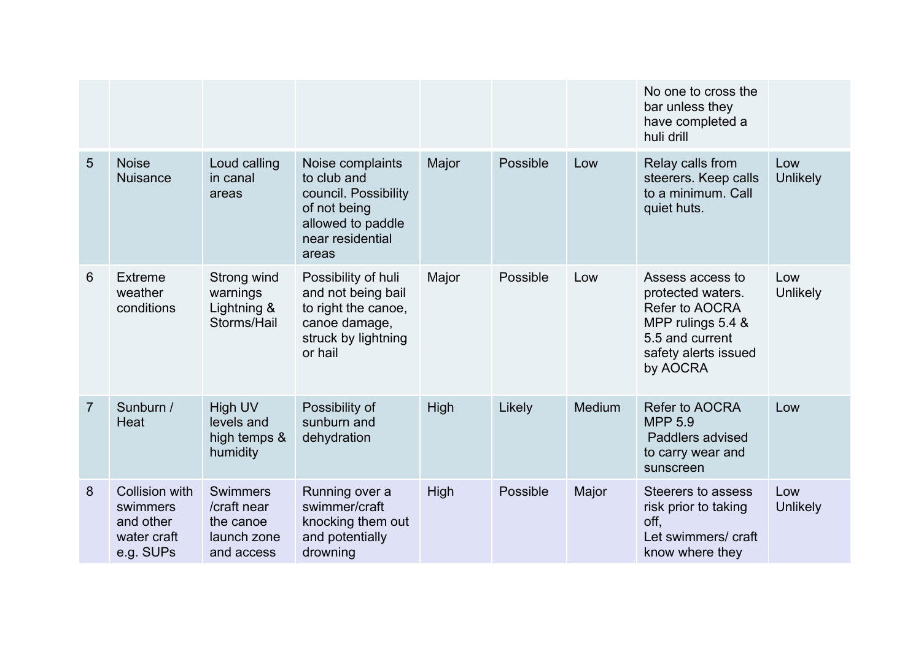| | | | | | | | | |
|---|---|---|---|---|---|---|---|---|
| | | | | | | | No one to cross the bar unless they have completed a huli drill | |
| 5 | Noise Nuisance | Loud calling in canal areas | Noise complaints to club and council. Possibility of not being allowed to paddle near residential areas | Major | Possible | Low | Relay calls from steerers. Keep calls to a minimum. Call quiet huts. | Low Unlikely |
| 6 | Extreme weather conditions | Strong wind warnings Lightning & Storms/Hail | Possibility of huli and not being bail to right the canoe, canoe damage, struck by lightning or hail | Major | Possible | Low | Assess access to protected waters. Refer to AOCRA MPP rulings 5.4 & 5.5 and current safety alerts issued by AOCRA | Low Unlikely |
| 7 | Sunburn / Heat | High UV levels and high temps & humidity | Possibility of sunburn and dehydration | High | Likely | Medium | Refer to AOCRA MPP 5.9<br>Paddlers advised to carry wear and sunscreen | Low |
| 8 | Collision with swimmers and other water craft e.g. SUPs | Swimmers /craft near the canoe launch zone and access | Running over a swimmer/craft knocking them out and potentially drowning | High | Possible | Major | Steerers to assess risk prior to taking off,<br>Let swimmers/ craft know where they | Low Unlikely |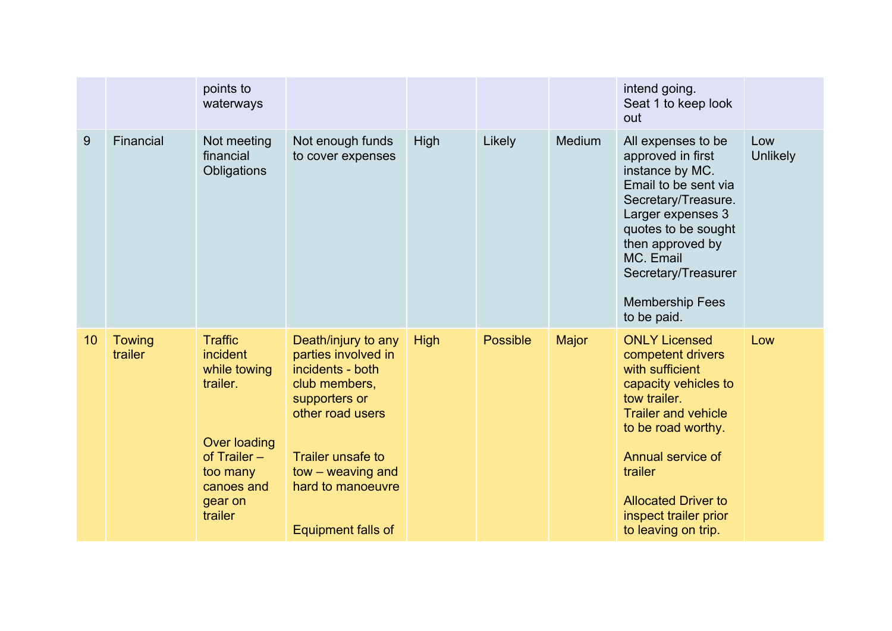| | | | | | | | | |
|---|---|---|---|---|---|---|---|---|
| | | points to waterways | | | | | intend going.<br>Seat 1 to keep look out | |
| 9 | Financial | Not meeting financial Obligations | Not enough funds to cover expenses | High | Likely | Medium | All expenses to be approved in first instance by MC. Email to be sent via Secretary/Treasure. Larger expenses 3 quotes to be sought then approved by MC. Email Secretary/Treasurer<br><br>Membership Fees to be paid. | Low Unlikely |
| 10 | Towing trailer | Traffic incident while towing trailer.<br><br>Over loading of Trailer – too many canoes and gear on trailer | Death/injury to any parties involved in incidents - both club members, supporters or other road users<br><br>Trailer unsafe to tow – weaving and hard to manoeuvre<br><br>Equipment falls of | High | Possible | Major | ONLY Licensed competent drivers with sufficient capacity vehicles to tow trailer.<br>Trailer and vehicle to be road worthy.<br><br>Annual service of trailer<br><br>Allocated Driver to inspect trailer prior to leaving on trip. | Low |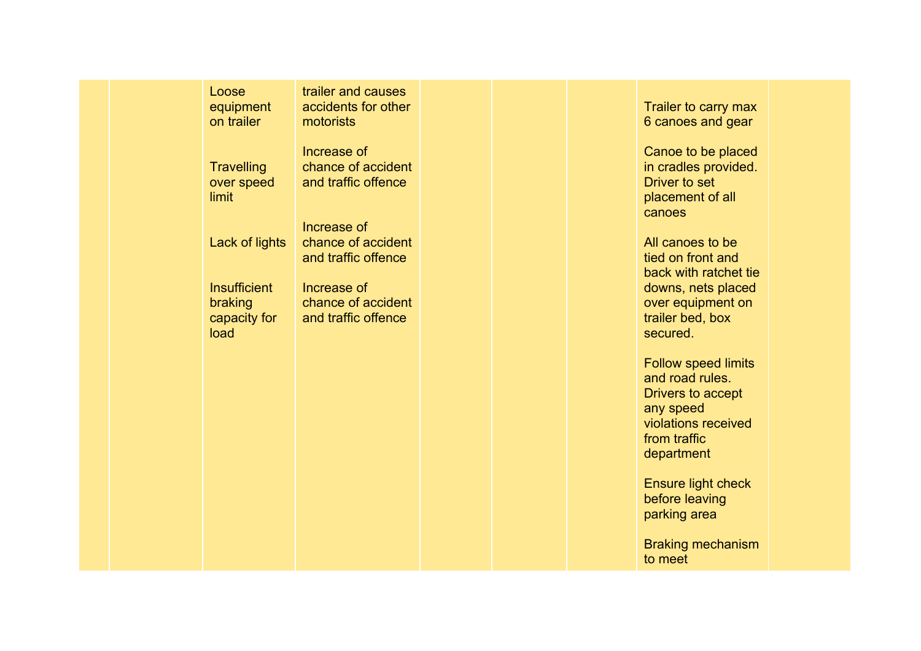|  |  |  |  |  |  |  |  |  |
|---|---|---|---|---|---|---|---|---|
|  |  | Loose equipment on trailer<br><br>Travelling over speed limit<br><br>Lack of lights<br><br>Insufficient braking capacity for load | trailer and causes accidents for other motorists<br><br>Increase of chance of accident and traffic offence<br><br>Increase of chance of accident and traffic offence<br><br>Increase of chance of accident and traffic offence |  |  |  | Trailer to carry max 6 canoes and gear<br><br>Canoe to be placed in cradles provided. Driver to set placement of all canoes<br><br>All canoes to be tied on front and back with ratchet tie downs, nets placed over equipment on trailer bed, box secured.<br><br>Follow speed limits and road rules. Drivers to accept any speed violations received from traffic department<br><br>Ensure light check before leaving parking area<br><br>Braking mechanism to meet |  |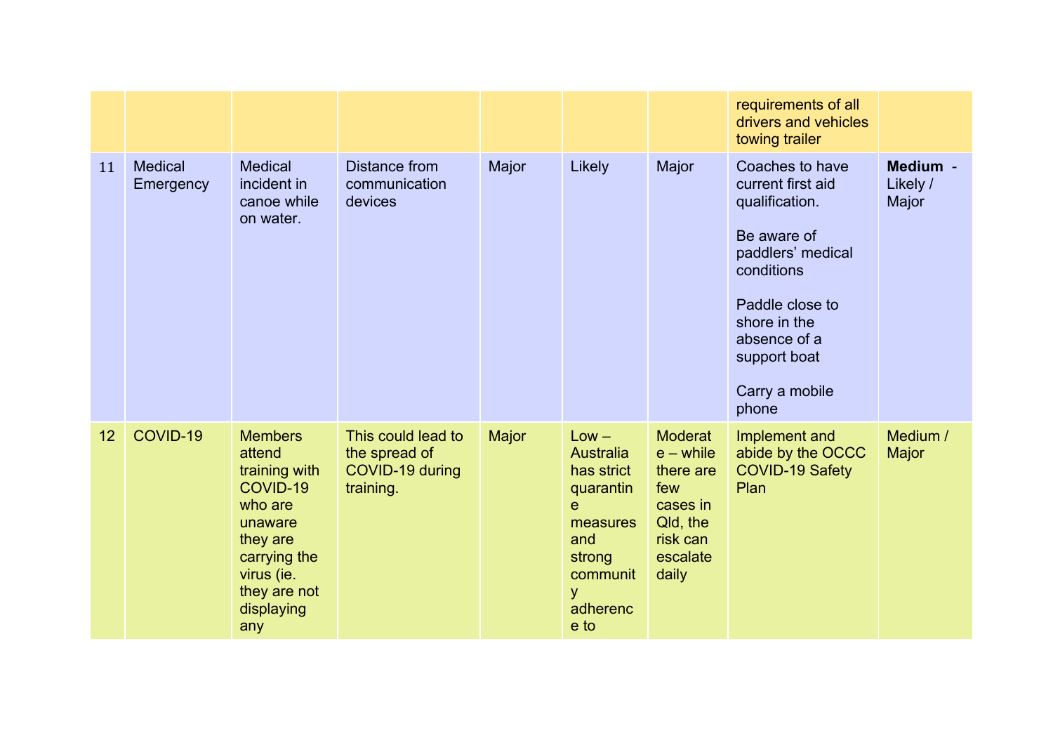|  |  |  |  |  |  |  | requirements of all drivers and vehicles towing trailer |  |
|---|---|---|---|---|---|---|---|---|
| 11 | Medical Emergency | Medical incident in canoe while on water. | Distance from communication devices | Major | Likely | Major | Coaches to have current first aid qualification.<br><br>Be aware of paddlers' medical conditions<br><br>Paddle close to shore in the absence of a support boat<br><br>Carry a mobile phone | **Medium** - Likely / Major |
| 12 | COVID-19 | Members attend training with COVID-19 who are unaware they are carrying the virus (ie. they are not displaying any | This could lead to the spread of COVID-19 during training. | Major | Low – Australia has strict quarantine measures and strong community adherence to | Moderate – while there are few cases in Qld, the risk can escalate daily | Implement and abide by the OCCC COVID-19 Safety Plan | Medium / Major |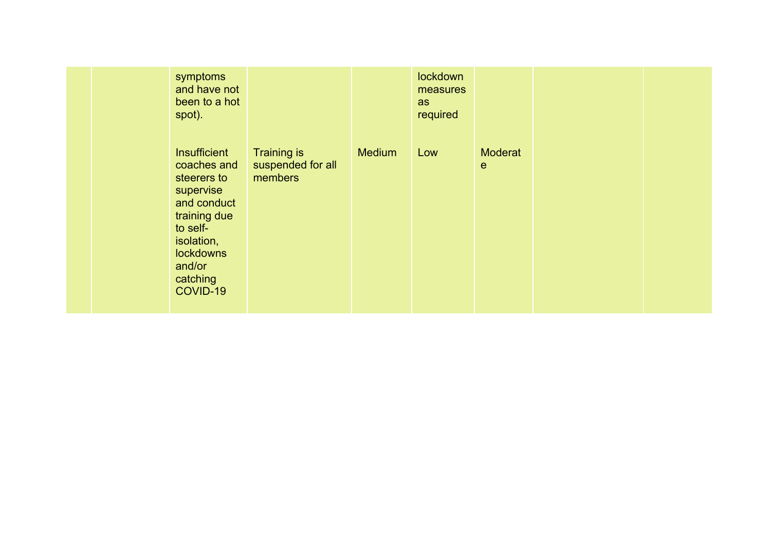| | | | | | | | | |
|---|---|---|---|---|---|---|---|---|
| | | symptoms and have not been to a hot spot). | | | lockdown measures as required | | | |
| | | Insufficient coaches and steerers to supervise and conduct training due to self-isolation, lockdowns and/or catching COVID-19 | Training is suspended for all members | Medium | Low | Moderate | | |